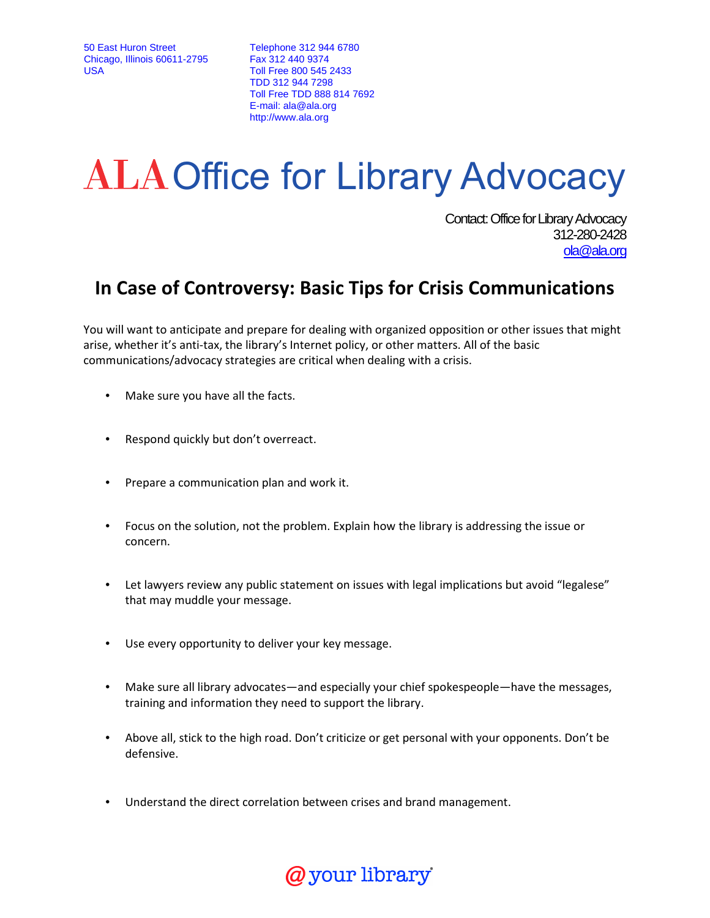50 East Huron Street
Chicago, Illinois 60611-2795
USA

Telephone 312 944 6780
Fax 312 440 9374
Toll Free 800 545 2433
TDD 312 944 7298
Toll Free TDD 888 814 7692
E-mail: ala@ala.org
http://www.ala.org

# ALA Office for Library Advocacy

Contact: Office for Library Advocacy
312-280-2428
ola@ala.org

## In Case of Controversy: Basic Tips for Crisis Communications

You will want to anticipate and prepare for dealing with organized opposition or other issues that might arise, whether it's anti-tax, the library's Internet policy, or other matters. All of the basic communications/advocacy strategies are critical when dealing with a crisis.

- Make sure you have all the facts.
- Respond quickly but don't overreact.
- Prepare a communication plan and work it.
- Focus on the solution, not the problem. Explain how the library is addressing the issue or concern.
- Let lawyers review any public statement on issues with legal implications but avoid "legalese" that may muddle your message.
- Use every opportunity to deliver your key message.
- Make sure all library advocates—and especially your chief spokespeople—have the messages, training and information they need to support the library.
- Above all, stick to the high road. Don't criticize or get personal with your opponents. Don't be defensive.
- Understand the direct correlation between crises and brand management.

@ your library®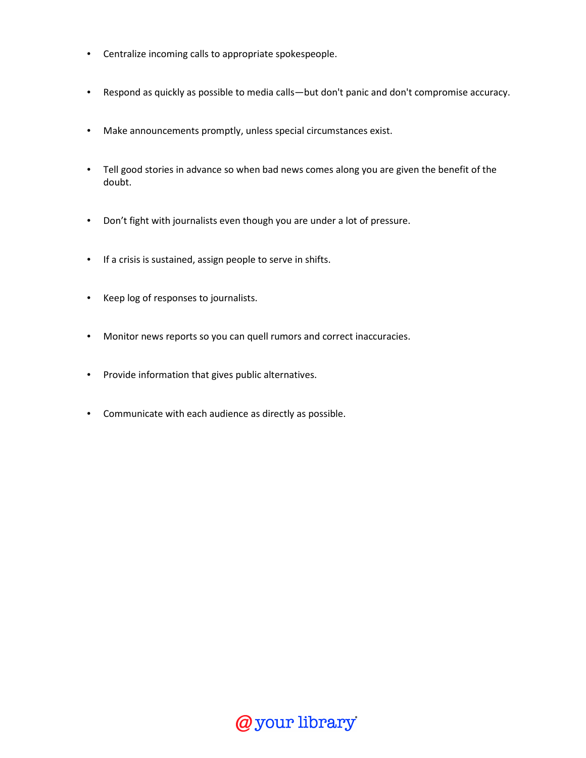- Centralize incoming calls to appropriate spokespeople.
- Respond as quickly as possible to media calls—but don't panic and don't compromise accuracy.
- Make announcements promptly, unless special circumstances exist.
- Tell good stories in advance so when bad news comes along you are given the benefit of the doubt.
- Don't fight with journalists even though you are under a lot of pressure.
- If a crisis is sustained, assign people to serve in shifts.
- Keep log of responses to journalists.
- Monitor news reports so you can quell rumors and correct inaccuracies.
- Provide information that gives public alternatives.
- Communicate with each audience as directly as possible.